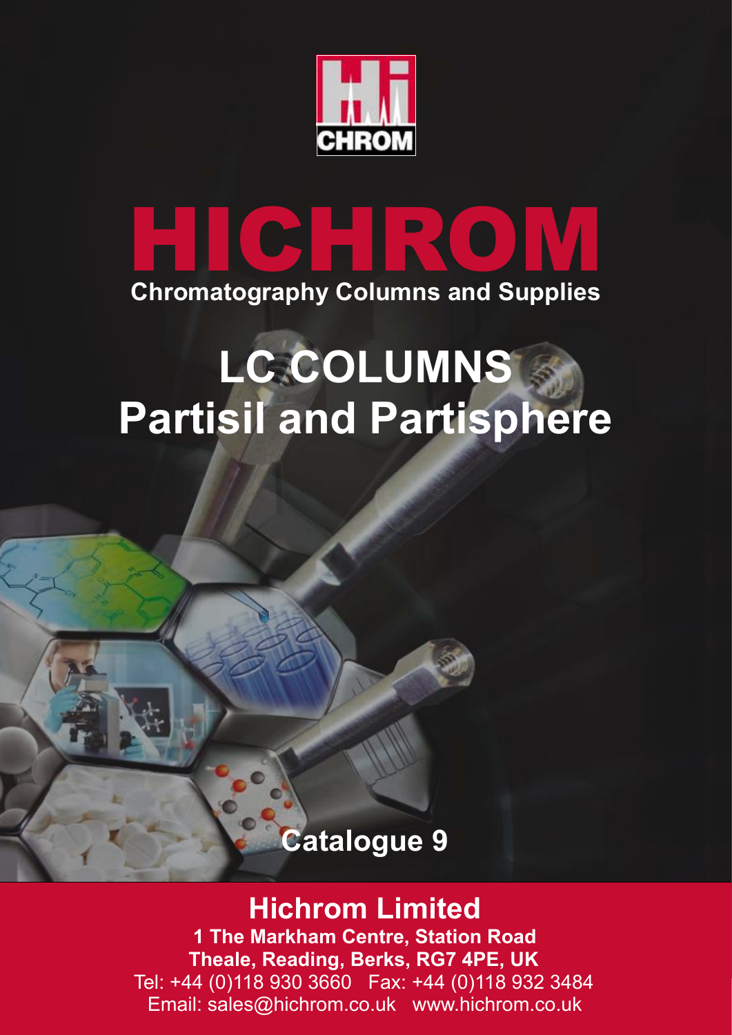# HICHROM

**Chromatography Columns and Supplies**

# LC COLUMNS
# Partisil and Partisphere

**Catalogue 9**

## Hichrom Limited

**1 The Markham Centre, Station Road**
**Theale, Reading, Berks, RG7 4PE, UK**
Tel: +44 (0)118 930 3660 Fax: +44 (0)118 932 3484
Email: sales@hichrom.co.uk www.hichrom.co.uk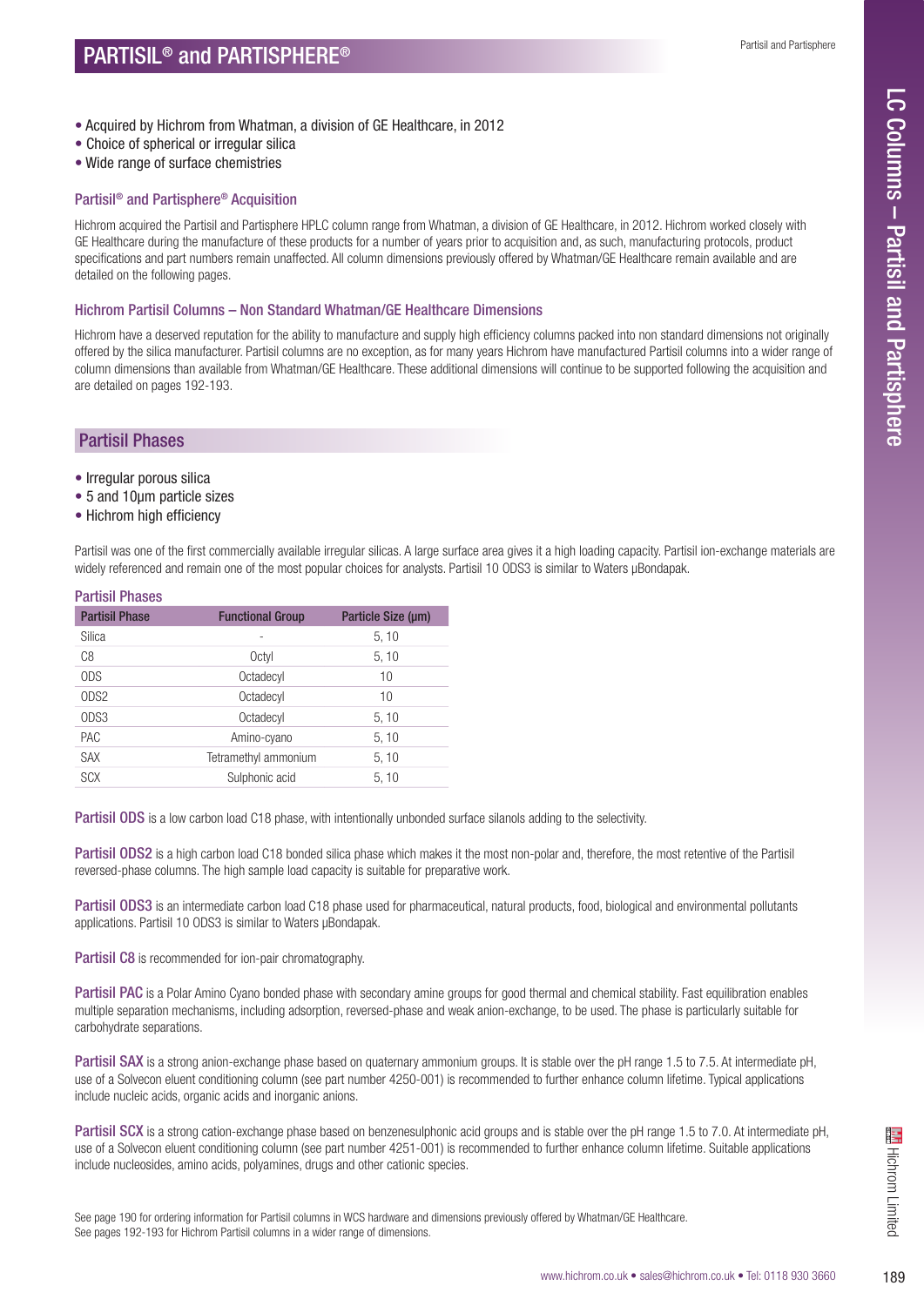# PARTISIL® and PARTISPHERE®

- Acquired by Hichrom from Whatman, a division of GE Healthcare, in 2012
- Choice of spherical or irregular silica
- Wide range of surface chemistries

### Partisil® and Partisphere® Acquisition

Hichrom acquired the Partisil and Partisphere HPLC column range from Whatman, a division of GE Healthcare, in 2012. Hichrom worked closely with GE Healthcare during the manufacture of these products for a number of years prior to acquisition and, as such, manufacturing protocols, product specifications and part numbers remain unaffected. All column dimensions previously offered by Whatman/GE Healthcare remain available and are detailed on the following pages.

### Hichrom Partisil Columns – Non Standard Whatman/GE Healthcare Dimensions

Hichrom have a deserved reputation for the ability to manufacture and supply high efficiency columns packed into non standard dimensions not originally offered by the silica manufacturer. Partisil columns are no exception, as for many years Hichrom have manufactured Partisil columns into a wider range of column dimensions than available from Whatman/GE Healthcare. These additional dimensions will continue to be supported following the acquisition and are detailed on pages 192-193.

## Partisil Phases

- Irregular porous silica
- 5 and 10µm particle sizes
- Hichrom high efficiency

Partisil was one of the first commercially available irregular silicas. A large surface area gives it a high loading capacity. Partisil ion-exchange materials are widely referenced and remain one of the most popular choices for analysts. Partisil 10 ODS3 is similar to Waters µBondapak.

### Partisil Phases

| Partisil Phase | Functional Group | Particle Size (µm) |
|---|---|---|
| Silica | - | 5, 10 |
| C8 | Octyl | 5, 10 |
| ODS | Octadecyl | 10 |
| ODS2 | Octadecyl | 10 |
| ODS3 | Octadecyl | 5, 10 |
| PAC | Amino-cyano | 5, 10 |
| SAX | Tetramethyl ammonium | 5, 10 |
| SCX | Sulphonic acid | 5, 10 |

**Partisil ODS** is a low carbon load C18 phase, with intentionally unbonded surface silanols adding to the selectivity.

**Partisil ODS2** is a high carbon load C18 bonded silica phase which makes it the most non-polar and, therefore, the most retentive of the Partisil reversed-phase columns. The high sample load capacity is suitable for preparative work.

**Partisil ODS3** is an intermediate carbon load C18 phase used for pharmaceutical, natural products, food, biological and environmental pollutants applications. Partisil 10 ODS3 is similar to Waters µBondapak.

**Partisil C8** is recommended for ion-pair chromatography.

**Partisil PAC** is a Polar Amino Cyano bonded phase with secondary amine groups for good thermal and chemical stability. Fast equilibration enables multiple separation mechanisms, including adsorption, reversed-phase and weak anion-exchange, to be used. The phase is particularly suitable for carbohydrate separations.

**Partisil SAX** is a strong anion-exchange phase based on quaternary ammonium groups. It is stable over the pH range 1.5 to 7.5. At intermediate pH, use of a Solvecon eluent conditioning column (see part number 4250-001) is recommended to further enhance column lifetime. Typical applications include nucleic acids, organic acids and inorganic anions.

**Partisil SCX** is a strong cation-exchange phase based on benzenesulphonic acid groups and is stable over the pH range 1.5 to 7.0. At intermediate pH, use of a Solvecon eluent conditioning column (see part number 4251-001) is recommended to further enhance column lifetime. Suitable applications include nucleosides, amino acids, polyamines, drugs and other cationic species.

See page 190 for ordering information for Partisil columns in WCS hardware and dimensions previously offered by Whatman/GE Healthcare.
See pages 192-193 for Hichrom Partisil columns in a wider range of dimensions.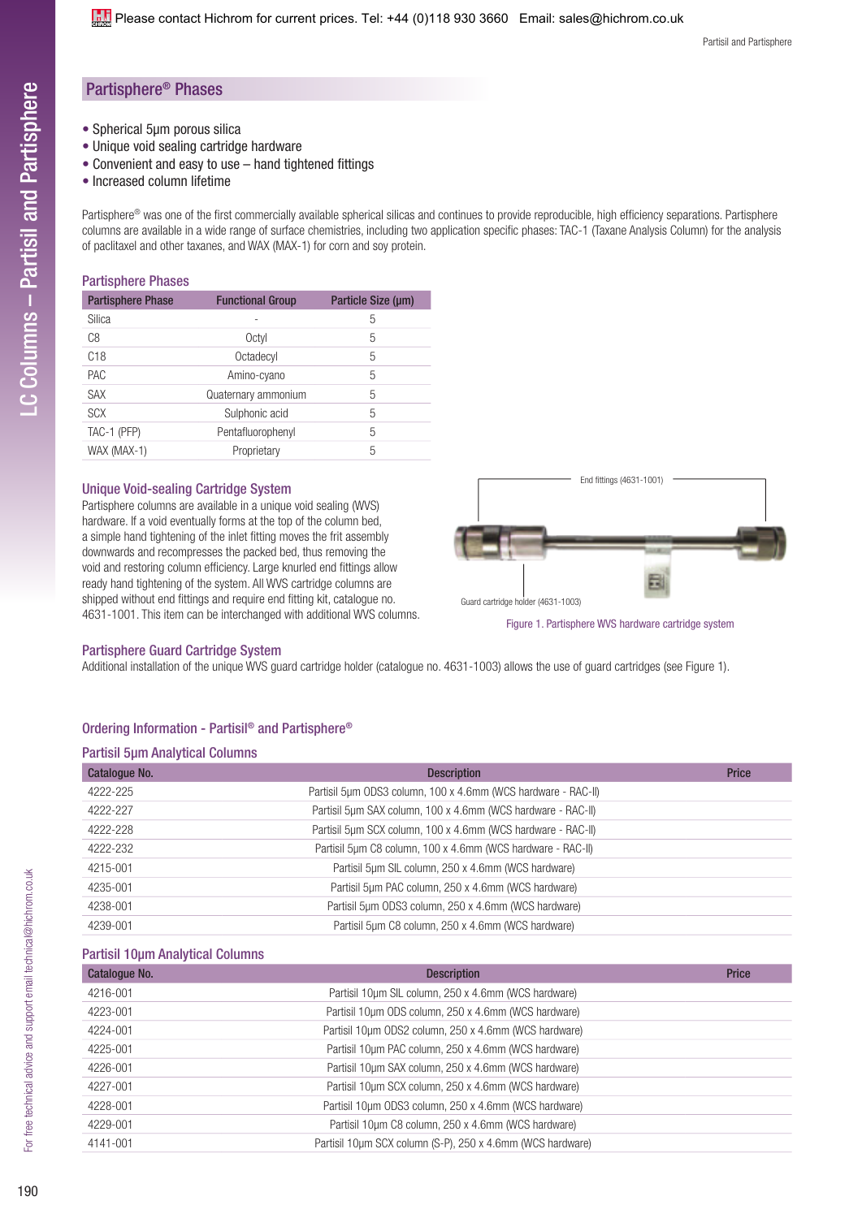## Partisphere® Phases

- Spherical 5μm porous silica
- Unique void sealing cartridge hardware
- Convenient and easy to use – hand tightened fittings
- Increased column lifetime

Partisphere® was one of the first commercially available spherical silicas and continues to provide reproducible, high efficiency separations. Partisphere columns are available in a wide range of surface chemistries, including two application specific phases: TAC-1 (Taxane Analysis Column) for the analysis of paclitaxel and other taxanes, and WAX (MAX-1) for corn and soy protein.

### Partisphere Phases

| Partisphere Phase | Functional Group | Particle Size (μm) |
|---|---|---|
| Silica | - | 5 |
| C8 | Octyl | 5 |
| C18 | Octadecyl | 5 |
| PAC | Amino-cyano | 5 |
| SAX | Quaternary ammonium | 5 |
| SCX | Sulphonic acid | 5 |
| TAC-1 (PFP) | Pentafluorophenyl | 5 |
| WAX (MAX-1) | Proprietary | 5 |

### Unique Void-sealing Cartridge System

Partisphere columns are available in a unique void sealing (WVS) hardware. If a void eventually forms at the top of the column bed, a simple hand tightening of the inlet fitting moves the frit assembly downwards and recompresses the packed bed, thus removing the void and restoring column efficiency. Large knurled end fittings allow ready hand tightening of the system. All WVS cartridge columns are shipped without end fittings and require end fitting kit, catalogue no. 4631-1001. This item can be interchanged with additional WVS columns.

End fittings (4631-1001)

Guard cartridge holder (4631-1003)

Figure 1. Partisphere WVS hardware cartridge system

### Partisphere Guard Cartridge System

Additional installation of the unique WVS guard cartridge holder (catalogue no. 4631-1003) allows the use of guard cartridges (see Figure 1).

## Ordering Information - Partisil® and Partisphere®

### Partisil 5μm Analytical Columns

| Catalogue No. | Description | Price |
|---|---|---|
| 4222-225 | Partisil 5μm ODS3 column, 100 x 4.6mm (WCS hardware - RAC-II) | |
| 4222-227 | Partisil 5μm SAX column, 100 x 4.6mm (WCS hardware - RAC-II) | |
| 4222-228 | Partisil 5μm SCX column, 100 x 4.6mm (WCS hardware - RAC-II) | |
| 4222-232 | Partisil 5μm C8 column, 100 x 4.6mm (WCS hardware - RAC-II) | |
| 4215-001 | Partisil 5μm SIL column, 250 x 4.6mm (WCS hardware) | |
| 4235-001 | Partisil 5μm PAC column, 250 x 4.6mm (WCS hardware) | |
| 4238-001 | Partisil 5μm ODS3 column, 250 x 4.6mm (WCS hardware) | |
| 4239-001 | Partisil 5μm C8 column, 250 x 4.6mm (WCS hardware) | |

### Partisil 10μm Analytical Columns

| Catalogue No. | Description | Price |
|---|---|---|
| 4216-001 | Partisil 10μm SIL column, 250 x 4.6mm (WCS hardware) | |
| 4223-001 | Partisil 10μm ODS column, 250 x 4.6mm (WCS hardware) | |
| 4224-001 | Partisil 10μm ODS2 column, 250 x 4.6mm (WCS hardware) | |
| 4225-001 | Partisil 10μm PAC column, 250 x 4.6mm (WCS hardware) | |
| 4226-001 | Partisil 10μm SAX column, 250 x 4.6mm (WCS hardware) | |
| 4227-001 | Partisil 10μm SCX column, 250 x 4.6mm (WCS hardware) | |
| 4228-001 | Partisil 10μm ODS3 column, 250 x 4.6mm (WCS hardware) | |
| 4229-001 | Partisil 10μm C8 column, 250 x 4.6mm (WCS hardware) | |
| 4141-001 | Partisil 10μm SCX column (S-P), 250 x 4.6mm (WCS hardware) | |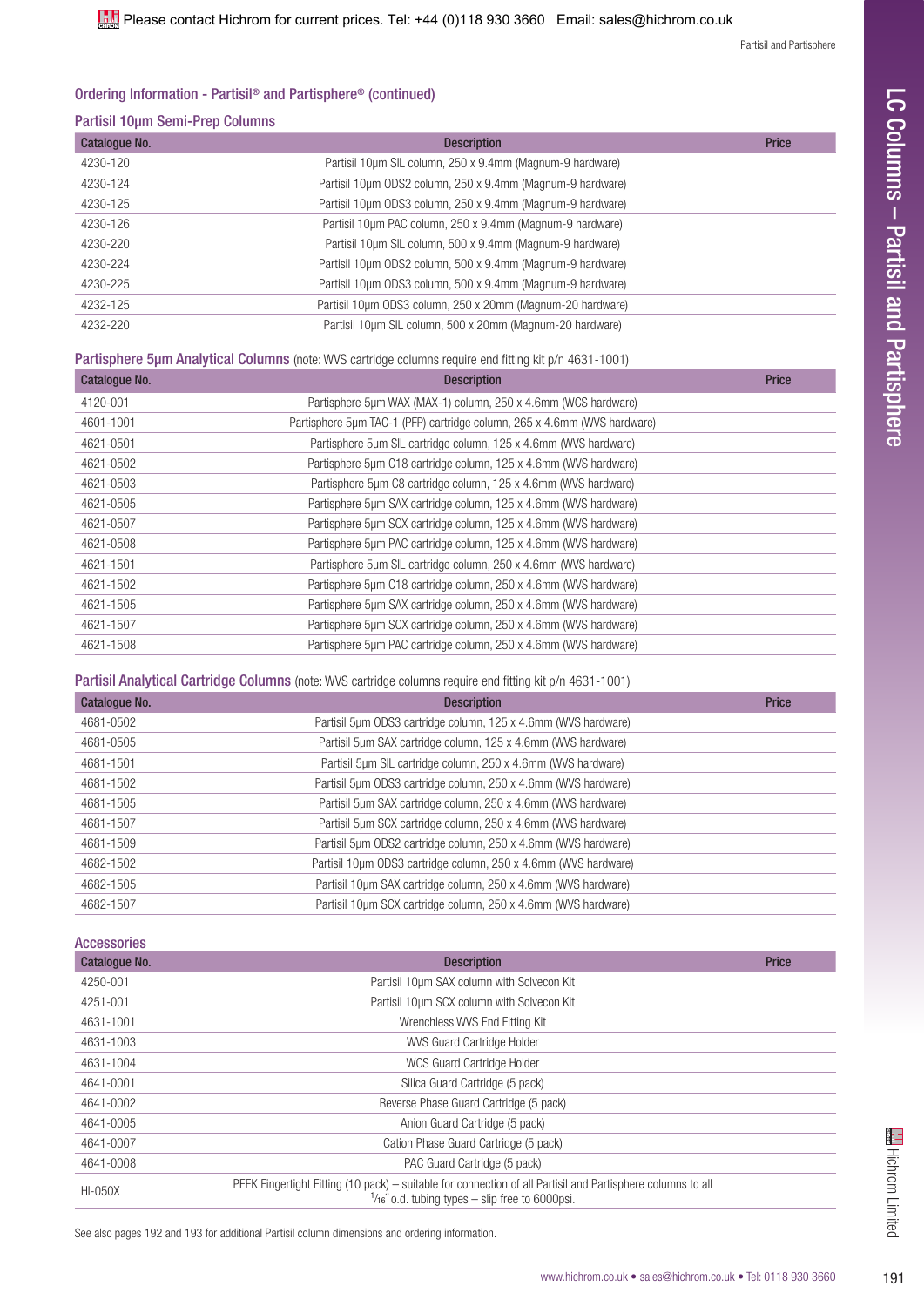Please contact Hichrom for current prices. Tel: +44 (0)118 930 3660 Email: sales@hichrom.co.uk

## Ordering Information - Partisil® and Partisphere® (continued)

### Partisil 10µm Semi-Prep Columns

| Catalogue No. | Description | Price |
|---|---|---|
| 4230-120 | Partisil 10µm SIL column, 250 x 9.4mm (Magnum-9 hardware) | |
| 4230-124 | Partisil 10µm ODS2 column, 250 x 9.4mm (Magnum-9 hardware) | |
| 4230-125 | Partisil 10µm ODS3 column, 250 x 9.4mm (Magnum-9 hardware) | |
| 4230-126 | Partisil 10µm PAC column, 250 x 9.4mm (Magnum-9 hardware) | |
| 4230-220 | Partisil 10µm SIL column, 500 x 9.4mm (Magnum-9 hardware) | |
| 4230-224 | Partisil 10µm ODS2 column, 500 x 9.4mm (Magnum-9 hardware) | |
| 4230-225 | Partisil 10µm ODS3 column, 500 x 9.4mm (Magnum-9 hardware) | |
| 4232-125 | Partisil 10µm ODS3 column, 250 x 20mm (Magnum-20 hardware) | |
| 4232-220 | Partisil 10µm SIL column, 500 x 20mm (Magnum-20 hardware) | |

### Partisphere 5µm Analytical Columns (note: WVS cartridge columns require end fitting kit p/n 4631-1001)

| Catalogue No. | Description | Price |
|---|---|---|
| 4120-001 | Partisphere 5µm WAX (MAX-1) column, 250 x 4.6mm (WCS hardware) | |
| 4601-1001 | Partisphere 5µm TAC-1 (PFP) cartridge column, 265 x 4.6mm (WVS hardware) | |
| 4621-0501 | Partisphere 5µm SIL cartridge column, 125 x 4.6mm (WVS hardware) | |
| 4621-0502 | Partisphere 5µm C18 cartridge column, 125 x 4.6mm (WVS hardware) | |
| 4621-0503 | Partisphere 5µm C8 cartridge column, 125 x 4.6mm (WVS hardware) | |
| 4621-0505 | Partisphere 5µm SAX cartridge column, 125 x 4.6mm (WVS hardware) | |
| 4621-0507 | Partisphere 5µm SCX cartridge column, 125 x 4.6mm (WVS hardware) | |
| 4621-0508 | Partisphere 5µm PAC cartridge column, 125 x 4.6mm (WVS hardware) | |
| 4621-1501 | Partisphere 5µm SIL cartridge column, 250 x 4.6mm (WVS hardware) | |
| 4621-1502 | Partisphere 5µm C18 cartridge column, 250 x 4.6mm (WVS hardware) | |
| 4621-1505 | Partisphere 5µm SAX cartridge column, 250 x 4.6mm (WVS hardware) | |
| 4621-1507 | Partisphere 5µm SCX cartridge column, 250 x 4.6mm (WVS hardware) | |
| 4621-1508 | Partisphere 5µm PAC cartridge column, 250 x 4.6mm (WVS hardware) | |

### Partisil Analytical Cartridge Columns (note: WVS cartridge columns require end fitting kit p/n 4631-1001)

| Catalogue No. | Description | Price |
|---|---|---|
| 4681-0502 | Partisil 5µm ODS3 cartridge column, 125 x 4.6mm (WVS hardware) | |
| 4681-0505 | Partisil 5µm SAX cartridge column, 125 x 4.6mm (WVS hardware) | |
| 4681-1501 | Partisil 5µm SIL cartridge column, 250 x 4.6mm (WVS hardware) | |
| 4681-1502 | Partisil 5µm ODS3 cartridge column, 250 x 4.6mm (WVS hardware) | |
| 4681-1505 | Partisil 5µm SAX cartridge column, 250 x 4.6mm (WVS hardware) | |
| 4681-1507 | Partisil 5µm SCX cartridge column, 250 x 4.6mm (WVS hardware) | |
| 4681-1509 | Partisil 5µm ODS2 cartridge column, 250 x 4.6mm (WVS hardware) | |
| 4682-1502 | Partisil 10µm ODS3 cartridge column, 250 x 4.6mm (WVS hardware) | |
| 4682-1505 | Partisil 10µm SAX cartridge column, 250 x 4.6mm (WVS hardware) | |
| 4682-1507 | Partisil 10µm SCX cartridge column, 250 x 4.6mm (WVS hardware) | |

### Accessories

| Catalogue No. | Description | Price |
|---|---|---|
| 4250-001 | Partisil 10µm SAX column with Solvecon Kit | |
| 4251-001 | Partisil 10µm SCX column with Solvecon Kit | |
| 4631-1001 | Wrenchless WVS End Fitting Kit | |
| 4631-1003 | WVS Guard Cartridge Holder | |
| 4631-1004 | WCS Guard Cartridge Holder | |
| 4641-0001 | Silica Guard Cartridge (5 pack) | |
| 4641-0002 | Reverse Phase Guard Cartridge (5 pack) | |
| 4641-0005 | Anion Guard Cartridge (5 pack) | |
| 4641-0007 | Cation Phase Guard Cartridge (5 pack) | |
| 4641-0008 | PAC Guard Cartridge (5 pack) | |
| HI-050X | PEEK Fingertight Fitting (10 pack) – suitable for connection of all Partisil and Partisphere columns to all 1/16" o.d. tubing types – slip free to 6000psi. | |

See also pages 192 and 193 for additional Partisil column dimensions and ordering information.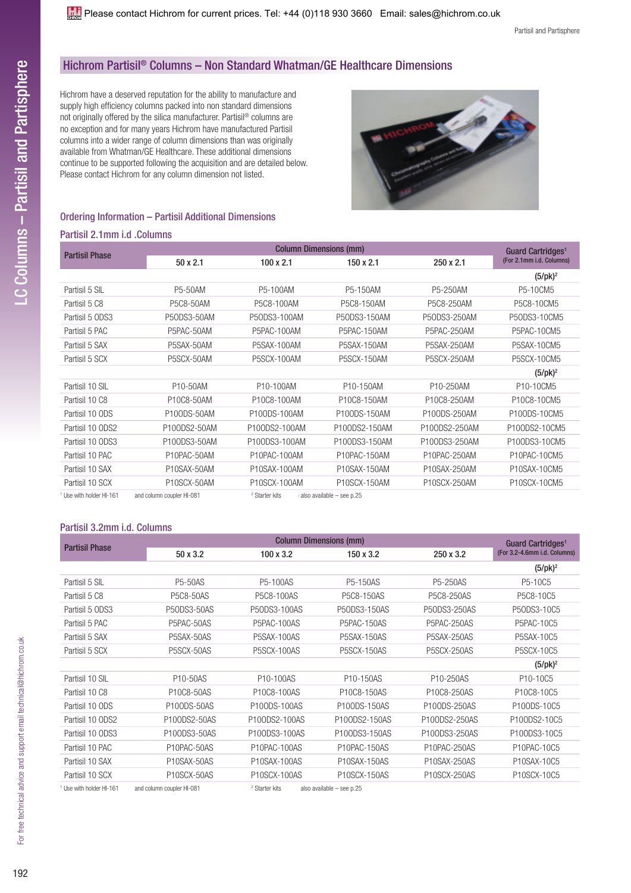## Hichrom Partisil® Columns – Non Standard Whatman/GE Healthcare Dimensions

Hichrom have a deserved reputation for the ability to manufacture and supply high efficiency columns packed into non standard dimensions not originally offered by the silica manufacturer. Partisil® columns are no exception and for many years Hichrom have manufactured Partisil columns into a wider range of column dimensions than was originally available from Whatman/GE Healthcare. These additional dimensions continue to be supported following the acquisition and are detailed below. Please contact Hichrom for any column dimension not listed.

### Ordering Information – Partisil Additional Dimensions

### Partisil 2.1mm i.d .Columns

| Partisil Phase | Column Dimensions (mm) | | | | Guard Cartridges[1] (For 2.1mm i.d. Columns) |
|---|---|---|---|---|---|
| | 50 x 2.1 | 100 x 2.1 | 150 x 2.1 | 250 x 2.1 | |
| | | | | | (5/pk)[2] |
| Partisil 5 SIL | P5-50AM | P5-100AM | P5-150AM | P5-250AM | P5-10CM5 |
| Partisil 5 C8 | P5C8-50AM | P5C8-100AM | P5C8-150AM | P5C8-250AM | P5C8-10CM5 |
| Partisil 5 ODS3 | P5ODS3-50AM | P5ODS3-100AM | P5ODS3-150AM | P5ODS3-250AM | P5ODS3-10CM5 |
| Partisil 5 PAC | P5PAC-50AM | P5PAC-100AM | P5PAC-150AM | P5PAC-250AM | P5PAC-10CM5 |
| Partisil 5 SAX | P5SAX-50AM | P5SAX-100AM | P5SAX-150AM | P5SAX-250AM | P5SAX-10CM5 |
| Partisil 5 SCX | P5SCX-50AM | P5SCX-100AM | P5SCX-150AM | P5SCX-250AM | P5SCX-10CM5 |
| | | | | | (5/pk)[2] |
| Partisil 10 SIL | P10-50AM | P10-100AM | P10-150AM | P10-250AM | P10-10CM5 |
| Partisil 10 C8 | P10C8-50AM | P10C8-100AM | P10C8-150AM | P10C8-250AM | P10C8-10CM5 |
| Partisil 10 ODS | P10ODS-50AM | P10ODS-100AM | P10ODS-150AM | P10ODS-250AM | P10ODS-10CM5 |
| Partisil 10 ODS2 | P10ODS2-50AM | P10ODS2-100AM | P10ODS2-150AM | P10ODS2-250AM | P10ODS2-10CM5 |
| Partisil 10 ODS3 | P10ODS3-50AM | P10ODS3-100AM | P10ODS3-150AM | P10ODS3-250AM | P10ODS3-10CM5 |
| Partisil 10 PAC | P10PAC-50AM | P10PAC-100AM | P10PAC-150AM | P10PAC-250AM | P10PAC-10CM5 |
| Partisil 10 SAX | P10SAX-50AM | P10SAX-100AM | P10SAX-150AM | P10SAX-250AM | P10SAX-10CM5 |
| Partisil 10 SCX | P10SCX-50AM | P10SCX-100AM | P10SCX-150AM | P10SCX-250AM | P10SCX-10CM5 |

[1] Use with holder HI-161 and column coupler HI-081 [2] Starter kits also available – see p.25

### Partisil 3.2mm i.d. Columns

| Partisil Phase | Column Dimensions (mm) | | | | Guard Cartridges[1] (For 3.2-4.6mm i.d. Columns) |
|---|---|---|---|---|---|
| | 50 x 3.2 | 100 x 3.2 | 150 x 3.2 | 250 x 3.2 | |
| | | | | | (5/pk)[2] |
| Partisil 5 SIL | P5-50AS | P5-100AS | P5-150AS | P5-250AS | P5-10C5 |
| Partisil 5 C8 | P5C8-50AS | P5C8-100AS | P5C8-150AS | P5C8-250AS | P5C8-10C5 |
| Partisil 5 ODS3 | P5ODS3-50AS | P5ODS3-100AS | P5ODS3-150AS | P5ODS3-250AS | P5ODS3-10C5 |
| Partisil 5 PAC | P5PAC-50AS | P5PAC-100AS | P5PAC-150AS | P5PAC-250AS | P5PAC-10C5 |
| Partisil 5 SAX | P5SAX-50AS | P5SAX-100AS | P5SAX-150AS | P5SAX-250AS | P5SAX-10C5 |
| Partisil 5 SCX | P5SCX-50AS | P5SCX-100AS | P5SCX-150AS | P5SCX-250AS | P5SCX-10C5 |
| | | | | | (5/pk)[2] |
| Partisil 10 SIL | P10-50AS | P10-100AS | P10-150AS | P10-250AS | P10-10C5 |
| Partisil 10 C8 | P10C8-50AS | P10C8-100AS | P10C8-150AS | P10C8-250AS | P10C8-10C5 |
| Partisil 10 ODS | P10ODS-50AS | P10ODS-100AS | P10ODS-150AS | P10ODS-250AS | P10ODS-10C5 |
| Partisil 10 ODS2 | P10ODS2-50AS | P10ODS2-100AS | P10ODS2-150AS | P10ODS2-250AS | P10ODS2-10C5 |
| Partisil 10 ODS3 | P10ODS3-50AS | P10ODS3-100AS | P10ODS3-150AS | P10ODS3-250AS | P10ODS3-10C5 |
| Partisil 10 PAC | P10PAC-50AS | P10PAC-100AS | P10PAC-150AS | P10PAC-250AS | P10PAC-10C5 |
| Partisil 10 SAX | P10SAX-50AS | P10SAX-100AS | P10SAX-150AS | P10SAX-250AS | P10SAX-10C5 |
| Partisil 10 SCX | P10SCX-50AS | P10SCX-100AS | P10SCX-150AS | P10SCX-250AS | P10SCX-10C5 |

[1] Use with holder HI-161 and column coupler HI-081 [2] Starter kits also available – see p.25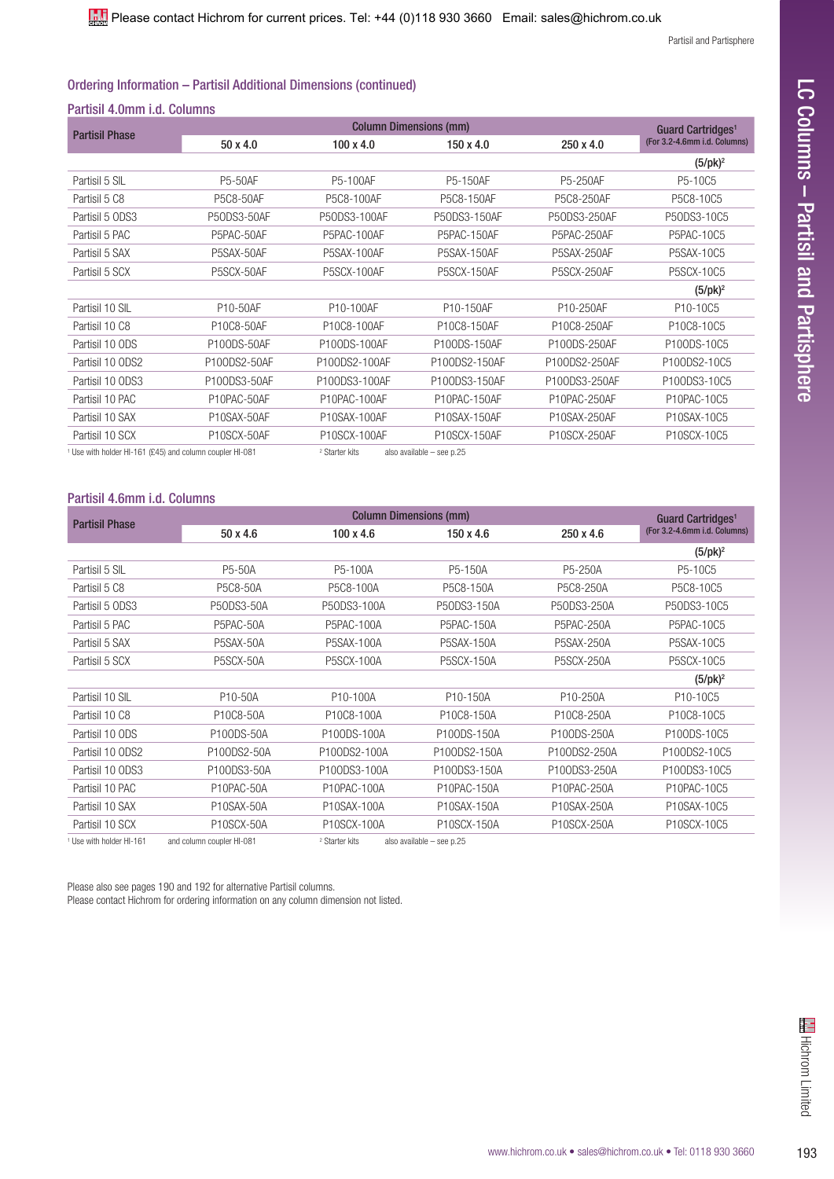Please contact Hichrom for current prices. Tel: +44 (0)118 930 3660   Email: sales@hichrom.co.uk

## Ordering Information – Partisil Additional Dimensions (continued)

### Partisil 4.0mm i.d. Columns

| Partisil Phase | Column Dimensions (mm) | | | | Guard Cartridges[1] (For 3.2-4.6mm i.d. Columns) |
|---|---|---|---|---|---|
| | 50 x 4.0 | 100 x 4.0 | 150 x 4.0 | 250 x 4.0 | (5/pk)[2] |
| Partisil 5 SIL | P5-50AF | P5-100AF | P5-150AF | P5-250AF | P5-10C5 |
| Partisil 5 C8 | P5C8-50AF | P5C8-100AF | P5C8-150AF | P5C8-250AF | P5C8-10C5 |
| Partisil 5 ODS3 | P5ODS3-50AF | P5ODS3-100AF | P5ODS3-150AF | P5ODS3-250AF | P5ODS3-10C5 |
| Partisil 5 PAC | P5PAC-50AF | P5PAC-100AF | P5PAC-150AF | P5PAC-250AF | P5PAC-10C5 |
| Partisil 5 SAX | P5SAX-50AF | P5SAX-100AF | P5SAX-150AF | P5SAX-250AF | P5SAX-10C5 |
| Partisil 5 SCX | P5SCX-50AF | P5SCX-100AF | P5SCX-150AF | P5SCX-250AF | P5SCX-10C5 |
| | | | | | (5/pk)[2] |
| Partisil 10 SIL | P10-50AF | P10-100AF | P10-150AF | P10-250AF | P10-10C5 |
| Partisil 10 C8 | P10C8-50AF | P10C8-100AF | P10C8-150AF | P10C8-250AF | P10C8-10C5 |
| Partisil 10 ODS | P10ODS-50AF | P10ODS-100AF | P10ODS-150AF | P10ODS-250AF | P10ODS-10C5 |
| Partisil 10 ODS2 | P10ODS2-50AF | P10ODS2-100AF | P10ODS2-150AF | P10ODS2-250AF | P10ODS2-10C5 |
| Partisil 10 ODS3 | P10ODS3-50AF | P10ODS3-100AF | P10ODS3-150AF | P10ODS3-250AF | P10ODS3-10C5 |
| Partisil 10 PAC | P10PAC-50AF | P10PAC-100AF | P10PAC-150AF | P10PAC-250AF | P10PAC-10C5 |
| Partisil 10 SAX | P10SAX-50AF | P10SAX-100AF | P10SAX-150AF | P10SAX-250AF | P10SAX-10C5 |
| Partisil 10 SCX | P10SCX-50AF | P10SCX-100AF | P10SCX-150AF | P10SCX-250AF | P10SCX-10C5 |

[1] Use with holder HI-161 (£45) and column coupler HI-081    [2] Starter kits also available – see p.25

### Partisil 4.6mm i.d. Columns

| Partisil Phase | Column Dimensions (mm) | | | | Guard Cartridges[1] (For 3.2-4.6mm i.d. Columns) |
|---|---|---|---|---|---|
| | 50 x 4.6 | 100 x 4.6 | 150 x 4.6 | 250 x 4.6 | (5/pk)[2] |
| Partisil 5 SIL | P5-50A | P5-100A | P5-150A | P5-250A | P5-10C5 |
| Partisil 5 C8 | P5C8-50A | P5C8-100A | P5C8-150A | P5C8-250A | P5C8-10C5 |
| Partisil 5 ODS3 | P5ODS3-50A | P5ODS3-100A | P5ODS3-150A | P5ODS3-250A | P5ODS3-10C5 |
| Partisil 5 PAC | P5PAC-50A | P5PAC-100A | P5PAC-150A | P5PAC-250A | P5PAC-10C5 |
| Partisil 5 SAX | P5SAX-50A | P5SAX-100A | P5SAX-150A | P5SAX-250A | P5SAX-10C5 |
| Partisil 5 SCX | P5SCX-50A | P5SCX-100A | P5SCX-150A | P5SCX-250A | P5SCX-10C5 |
| | | | | | (5/pk)[2] |
| Partisil 10 SIL | P10-50A | P10-100A | P10-150A | P10-250A | P10-10C5 |
| Partisil 10 C8 | P10C8-50A | P10C8-100A | P10C8-150A | P10C8-250A | P10C8-10C5 |
| Partisil 10 ODS | P10ODS-50A | P10ODS-100A | P10ODS-150A | P10ODS-250A | P10ODS-10C5 |
| Partisil 10 ODS2 | P10ODS2-50A | P10ODS2-100A | P10ODS2-150A | P10ODS2-250A | P10ODS2-10C5 |
| Partisil 10 ODS3 | P10ODS3-50A | P10ODS3-100A | P10ODS3-150A | P10ODS3-250A | P10ODS3-10C5 |
| Partisil 10 PAC | P10PAC-50A | P10PAC-100A | P10PAC-150A | P10PAC-250A | P10PAC-10C5 |
| Partisil 10 SAX | P10SAX-50A | P10SAX-100A | P10SAX-150A | P10SAX-250A | P10SAX-10C5 |
| Partisil 10 SCX | P10SCX-50A | P10SCX-100A | P10SCX-150A | P10SCX-250A | P10SCX-10C5 |

[1] Use with holder HI-161 and column coupler HI-081    [2] Starter kits also available – see p.25

Please also see pages 190 and 192 for alternative Partisil columns.
Please contact Hichrom for ordering information on any column dimension not listed.